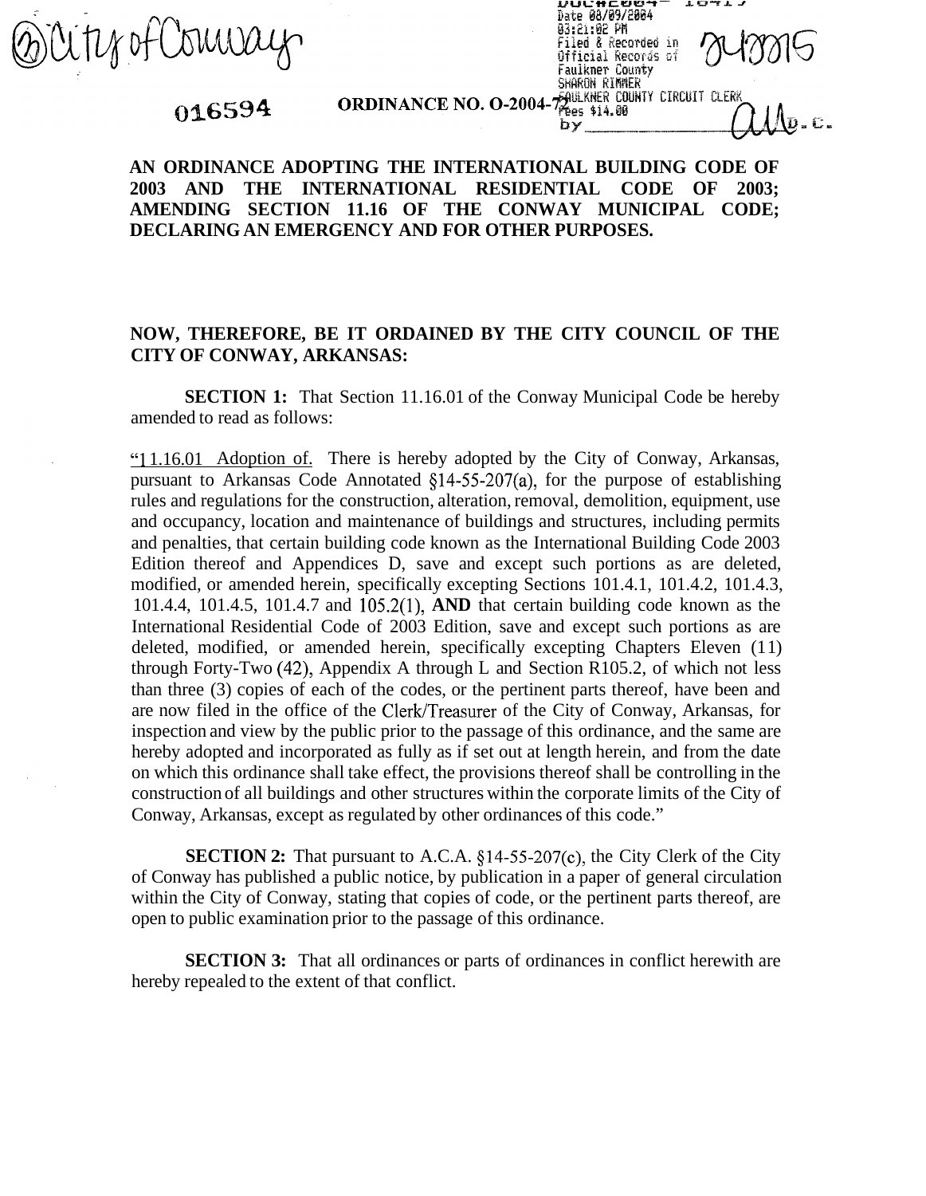City of Conway

Date 08/09/2004
03:21:02 PM
Filed & Recorded in
Official Records of
Faulkner County
SHARON RIMMER
FAULKNER COUNTY CIRCUIT CLERK
Fees $14.00
by

016594

**ORDINANCE NO. O-2004-72**

**AN ORDINANCE ADOPTING THE INTERNATIONAL BUILDING CODE OF 2003 AND THE INTERNATIONAL RESIDENTIAL CODE OF 2003; AMENDING SECTION 11.16 OF THE CONWAY MUNICIPAL CODE; DECLARING AN EMERGENCY AND FOR OTHER PURPOSES.**

**NOW, THEREFORE, BE IT ORDAINED BY THE CITY COUNCIL OF THE CITY OF CONWAY, ARKANSAS:**

**SECTION 1:** That Section 11.16.01 of the Conway Municipal Code be hereby amended to read as follows:

"11.16.01 Adoption of. There is hereby adopted by the City of Conway, Arkansas, pursuant to Arkansas Code Annotated §14-55-207(a), for the purpose of establishing rules and regulations for the construction, alteration, removal, demolition, equipment, use and occupancy, location and maintenance of buildings and structures, including permits and penalties, that certain building code known as the International Building Code 2003 Edition thereof and Appendices D, save and except such portions as are deleted, modified, or amended herein, specifically excepting Sections 101.4.1, 101.4.2, 101.4.3, 101.4.4, 101.4.5, 101.4.7 and 105.2(1), **AND** that certain building code known as the International Residential Code of 2003 Edition, save and except such portions as are deleted, modified, or amended herein, specifically excepting Chapters Eleven (11) through Forty-Two (42), Appendix A through L and Section R105.2, of which not less than three (3) copies of each of the codes, or the pertinent parts thereof, have been and are now filed in the office of the Clerk/Treasurer of the City of Conway, Arkansas, for inspection and view by the public prior to the passage of this ordinance, and the same are hereby adopted and incorporated as fully as if set out at length herein, and from the date on which this ordinance shall take effect, the provisions thereof shall be controlling in the construction of all buildings and other structures within the corporate limits of the City of Conway, Arkansas, except as regulated by other ordinances of this code."

**SECTION 2:** That pursuant to A.C.A. §14-55-207(c), the City Clerk of the City of Conway has published a public notice, by publication in a paper of general circulation within the City of Conway, stating that copies of code, or the pertinent parts thereof, are open to public examination prior to the passage of this ordinance.

**SECTION 3:** That all ordinances or parts of ordinances in conflict herewith are hereby repealed to the extent of that conflict.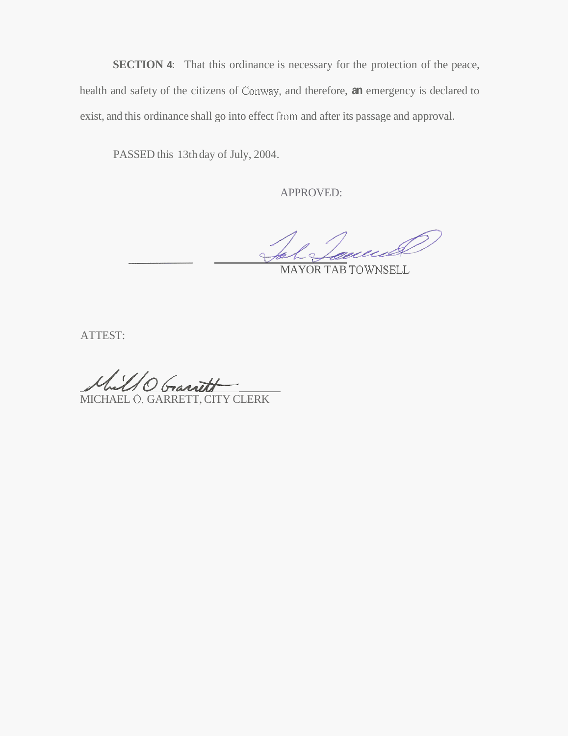**SECTION 4:** That this ordinance is necessary for the protection of the peace, health and safety of the citizens of Conway, and therefore, **an** emergency is declared to exist, and this ordinance shall go into effect from and after its passage and approval.

PASSED this 13th day of July, 2004.

APPROVED:

MAYOR TAB TOWNSELL

ATTEST:

MICHAEL O. GARRETT, CITY CLERK